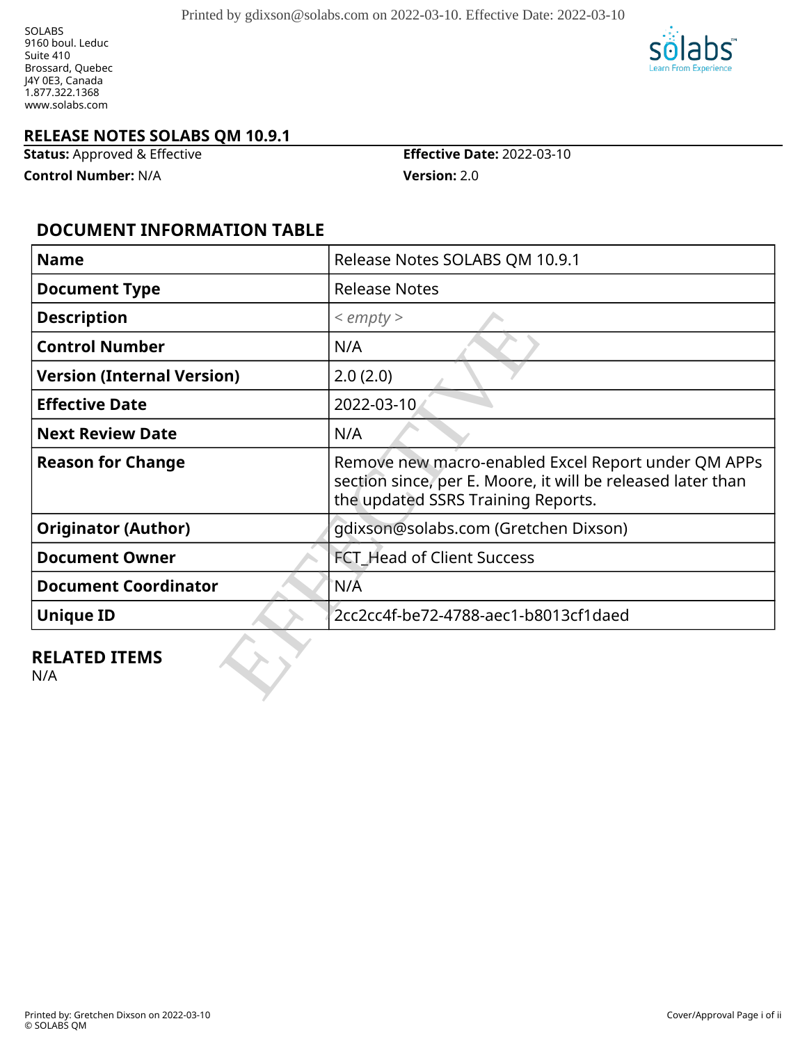SOLABS
9160 boul. Leduc
Suite 410
Brossard, Quebec
J4Y 0E3, Canada
1.877.322.1368
www.solabs.com

# RELEASE NOTES SOLABS QM 10.9.1

**Status:** Approved & Effective
**Effective Date:** 2022-03-10
**Control Number:** N/A
**Version:** 2.0

## DOCUMENT INFORMATION TABLE

| Name | Release Notes SOLABS QM 10.9.1 |
|---|---|
| **Document Type** | Release Notes |
| **Description** | *< empty >* |
| **Control Number** | N/A |
| **Version (Internal Version)** | 2.0 (2.0) |
| **Effective Date** | 2022-03-10 |
| **Next Review Date** | N/A |
| **Reason for Change** | Remove new macro-enabled Excel Report under QM APPs section since, per E. Moore, it will be released later than the updated SSRS Training Reports. |
| **Originator (Author)** | gdixson@solabs.com (Gretchen Dixson) |
| **Document Owner** | FCT_Head of Client Success |
| **Document Coordinator** | N/A |
| **Unique ID** | 2cc2cc4f-be72-4788-aec1-b8013cf1daed |

## RELATED ITEMS

N/A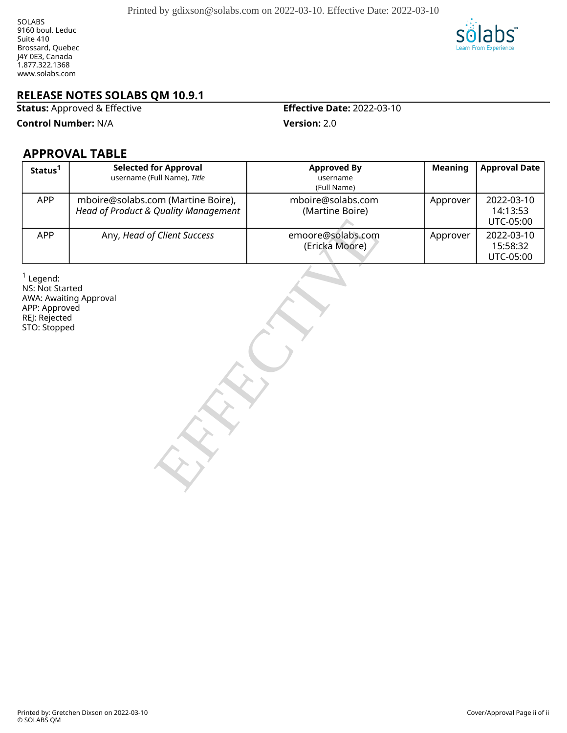SOLABS
9160 boul. Leduc
Suite 410
Brossard, Quebec
J4Y 0E3, Canada
1.877.322.1368
www.solabs.com

# RELEASE NOTES SOLABS QM 10.9.1

**Status:** Approved & Effective

**Effective Date:** 2022-03-10

**Control Number:** N/A

**Version:** 2.0

## APPROVAL TABLE

| Status[1] | Selected for Approval<br>username (Full Name), *Title* | Approved By<br>username<br>(Full Name) | Meaning | Approval Date |
|---|---|---|---|---|
| APP | mboire@solabs.com (Martine Boire), *Head of Product & Quality Management* | mboire@solabs.com (Martine Boire) | Approver | 2022-03-10 14:13:53 UTC-05:00 |
| APP | Any, *Head of Client Success* | emoore@solabs.com (Ericka Moore) | Approver | 2022-03-10 15:58:32 UTC-05:00 |

[1] Legend:
NS: Not Started
AWA: Awaiting Approval
APP: Approved
REJ: Rejected
STO: Stopped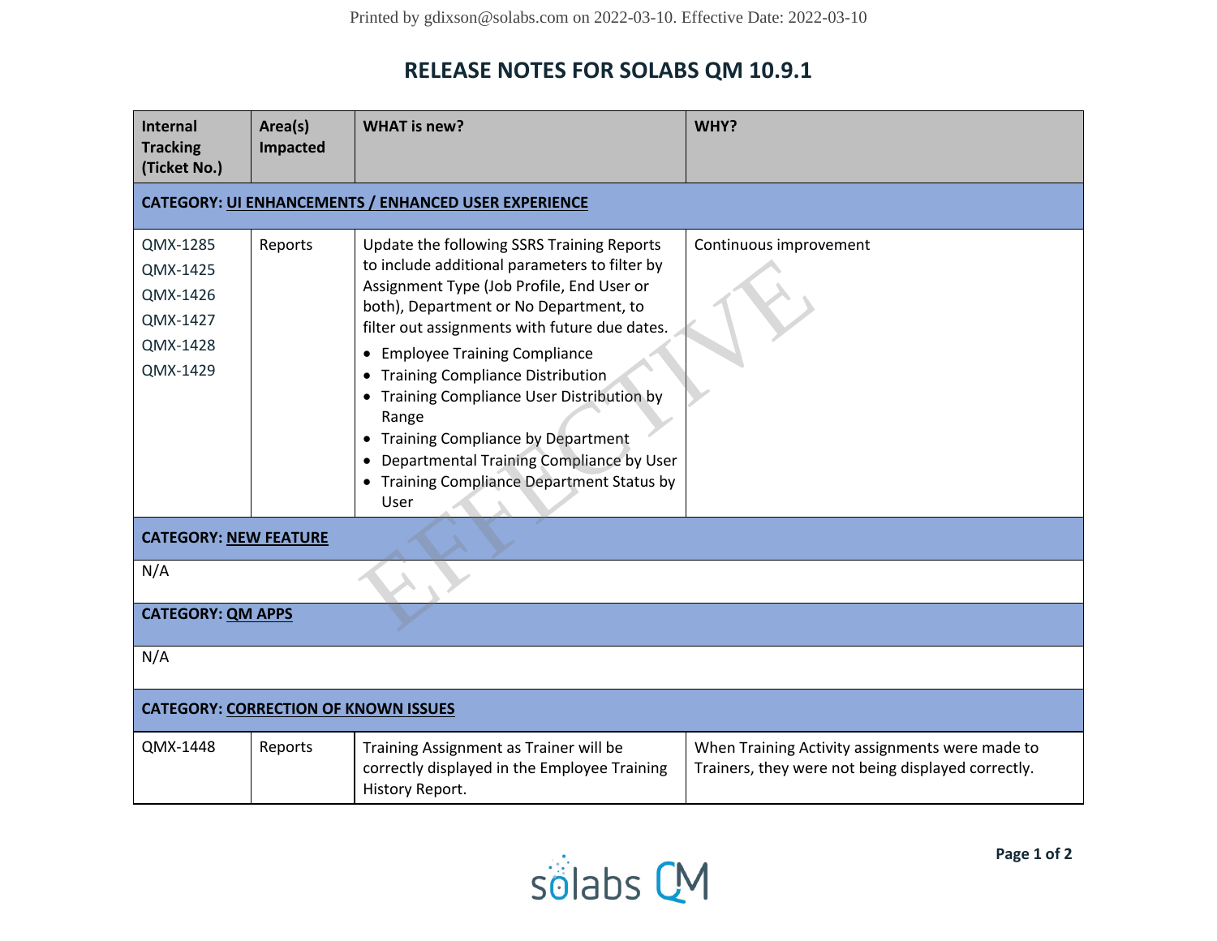# RELEASE NOTES FOR SOLABS QM 10.9.1

| Internal Tracking (Ticket No.) | Area(s) Impacted | WHAT is new? | WHY? |
| --- | --- | --- | --- |
| **CATEGORY: UI ENHANCEMENTS / ENHANCED USER EXPERIENCE** | | | |
| QMX-1285<br>QMX-1425<br>QMX-1426<br>QMX-1427<br>QMX-1428<br>QMX-1429 | Reports | Update the following SSRS Training Reports to include additional parameters to filter by Assignment Type (Job Profile, End User or both), Department or No Department, to filter out assignments with future due dates.<br>• Employee Training Compliance<br>• Training Compliance Distribution<br>• Training Compliance User Distribution by Range<br>• Training Compliance by Department<br>• Departmental Training Compliance by User<br>• Training Compliance Department Status by User | Continuous improvement |
| **CATEGORY: NEW FEATURE** | | | |
| N/A | | | |
| **CATEGORY: QM APPS** | | | |
| N/A | | | |
| **CATEGORY: CORRECTION OF KNOWN ISSUES** | | | |
| QMX-1448 | Reports | Training Assignment as Trainer will be correctly displayed in the Employee Training History Report. | When Training Activity assignments were made to Trainers, they were not being displayed correctly. |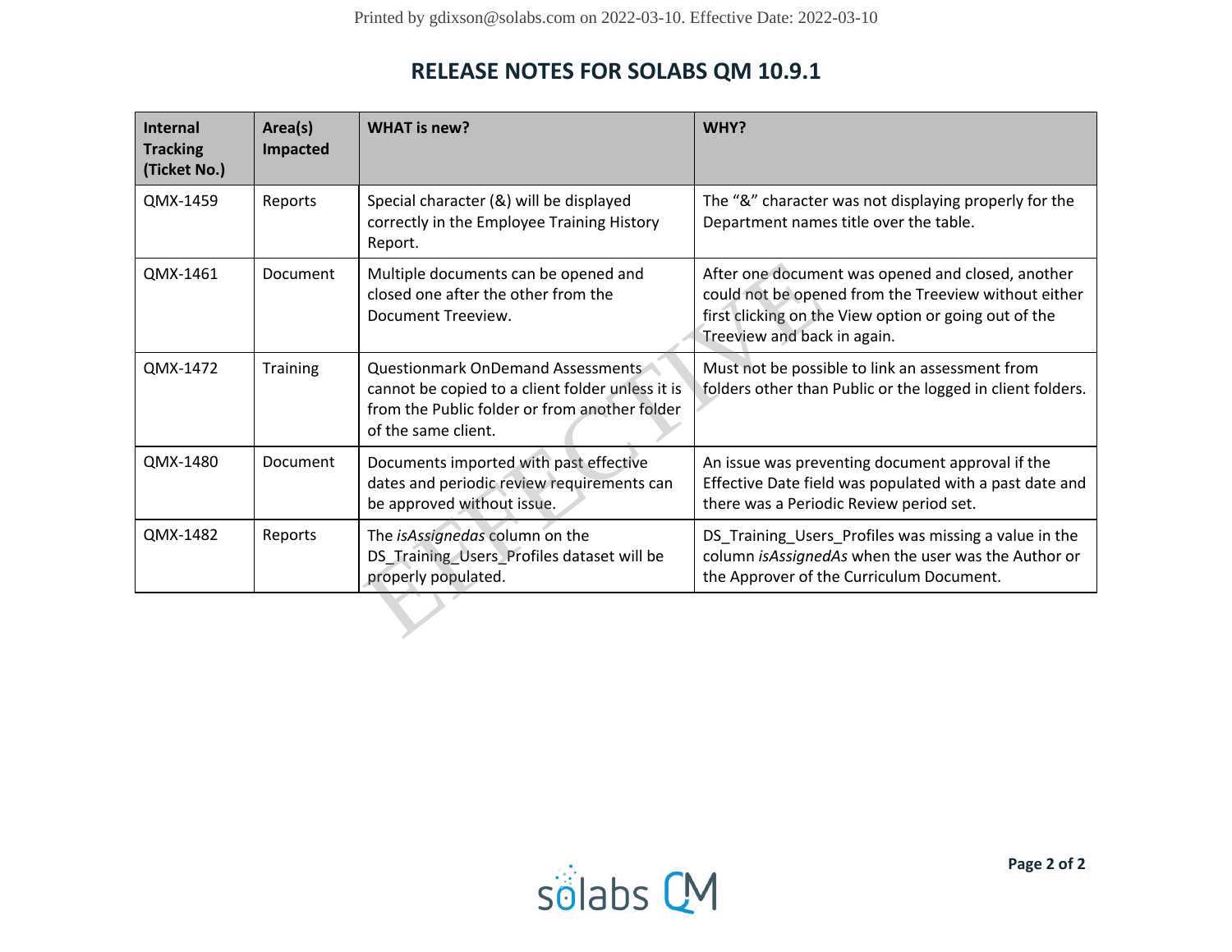# RELEASE NOTES FOR SOLABS QM 10.9.1

| Internal Tracking (Ticket No.) | Area(s) Impacted | WHAT is new? | WHY? |
|---|---|---|---|
| QMX-1459 | Reports | Special character (&) will be displayed correctly in the Employee Training History Report. | The "&" character was not displaying properly for the Department names title over the table. |
| QMX-1461 | Document | Multiple documents can be opened and closed one after the other from the Document Treeview. | After one document was opened and closed, another could not be opened from the Treeview without either first clicking on the View option or going out of the Treeview and back in again. |
| QMX-1472 | Training | Questionmark OnDemand Assessments cannot be copied to a client folder unless it is from the Public folder or from another folder of the same client. | Must not be possible to link an assessment from folders other than Public or the logged in client folders. |
| QMX-1480 | Document | Documents imported with past effective dates and periodic review requirements can be approved without issue. | An issue was preventing document approval if the Effective Date field was populated with a past date and there was a Periodic Review period set. |
| QMX-1482 | Reports | The *isAssignedas* column on the DS_Training_Users_Profiles dataset will be properly populated. | DS_Training_Users_Profiles was missing a value in the column *isAssignedAs* when the user was the Author or the Approver of the Curriculum Document. |